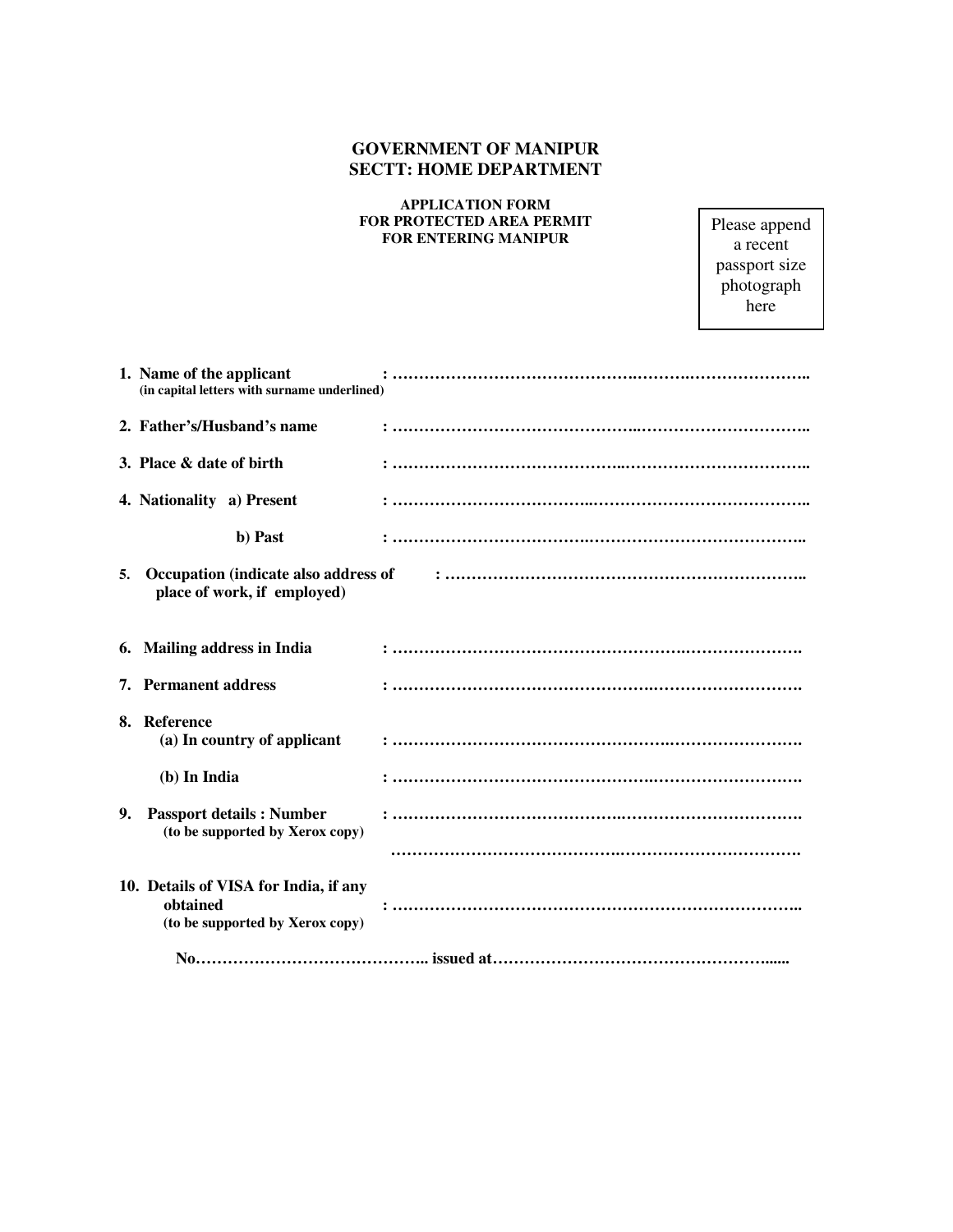# GOVERNMENT OF MANIPUR
## SECTT: HOME DEPARTMENT

### APPLICATION FORM FOR PROTECTED AREA PERMIT FOR ENTERING MANIPUR

Please append a recent passport size photograph here

1. **Name of the applicant** : ……………………………………….……….…………………..
   **(in capital letters with surname underlined)**

2. **Father's/Husband's name** : …………………………………….…………………………..

3. **Place & date of birth** : …………………………………...……………………………..

4. **Nationality a) Present** : ……………………………..…………………………………..

   **b) Past** : ……………………………….………………………………….

5. **Occupation (indicate also address of place of work, if employed)** : …………………………………………………………..

6. **Mailing address in India** : ……………………………………………….………………….

7. **Permanent address** : ……………………………………….……………………….

8. **Reference**

   **(a) In country of applicant** : ……………………………………………….…………………….

   **(b) In India** : ……………………………………….……………………….

9. **Passport details : Number** : …………………………………….…………………………….
   **(to be supported by Xerox copy)**

   …………………………………….…………………………….

10. **Details of VISA for India, if any obtained** : ………………………………………………………………..
    **(to be supported by Xerox copy)**

    **No…………………………………….. issued at……………………………………………......**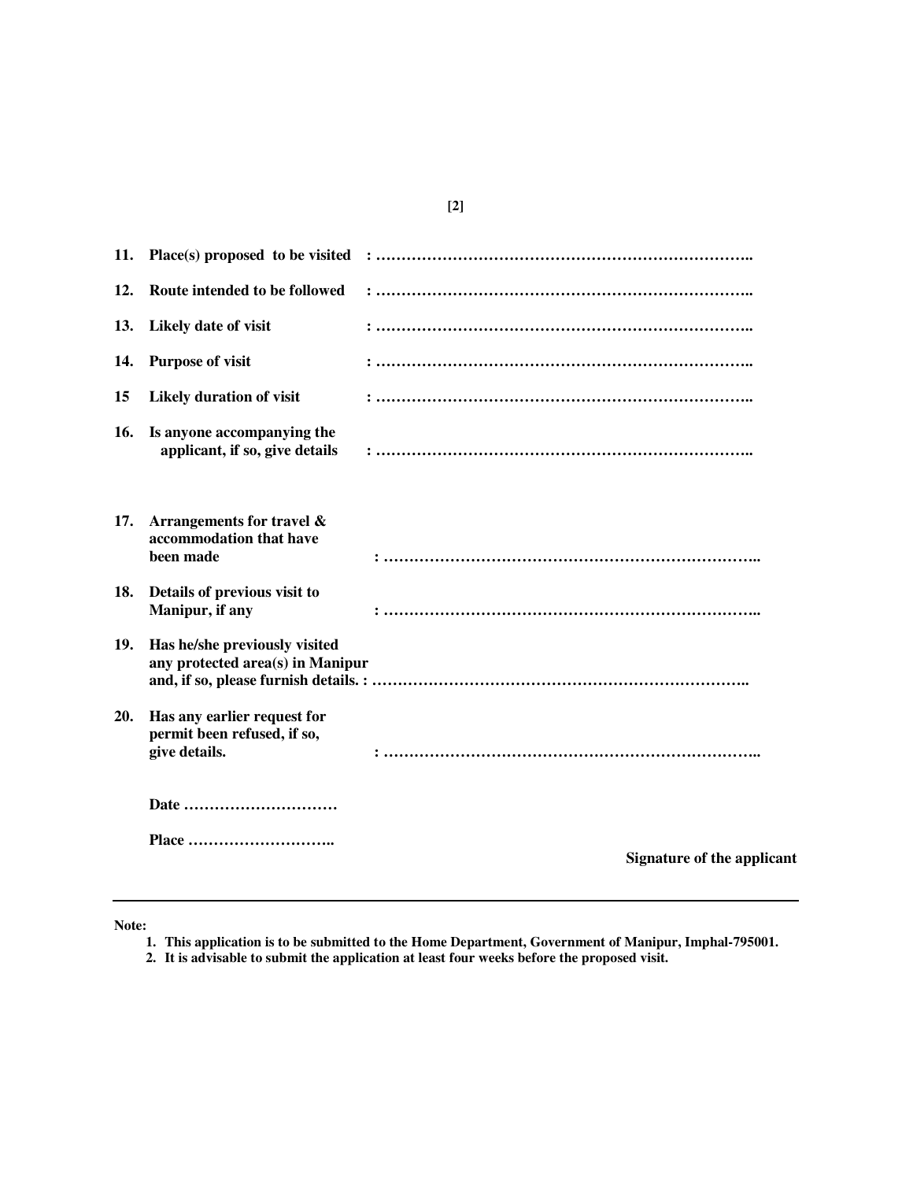**11. Place(s) proposed to be visited : ………………………………………………………………..**

**12. Route intended to be followed : ………………………………………………………………..**

**13. Likely date of visit : ………………………………………………………………..**

**14. Purpose of visit : ………………………………………………………………..**

**15 Likely duration of visit : ………………………………………………………………..**

**16. Is anyone accompanying the applicant, if so, give details : ………………………………………………………………..**

**17. Arrangements for travel & accommodation that have been made : ………………………………………………………………..**

**18. Details of previous visit to Manipur, if any : ………………………………………………………………..**

**19. Has he/she previously visited any protected area(s) in Manipur and, if so, please furnish details. : ………………………………………………………………..**

**20. Has any earlier request for permit been refused, if so, give details. : ………………………………………………………………..**

**Date …………………………**

**Place ………………………..**

**Signature of the applicant**

---

**Note:**

1. **This application is to be submitted to the Home Department, Government of Manipur, Imphal-795001.**
2. **It is advisable to submit the application at least four weeks before the proposed visit.**